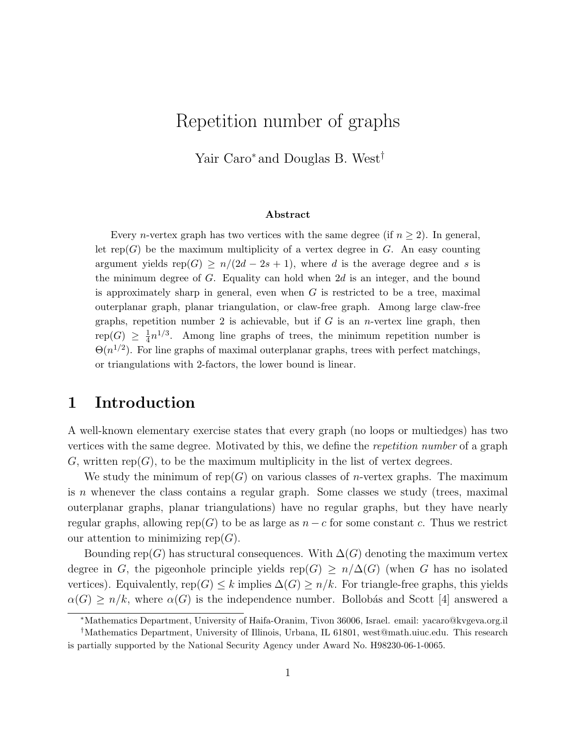# Repetition number of graphs

Yair Caro* and Douglas B. West†

### Abstract

Every $n$-vertex graph has two vertices with the same degree (if $n \geq 2$). In general, let $\mathrm{rep}(G)$ be the maximum multiplicity of a vertex degree in $G$. An easy counting argument yields $\mathrm{rep}(G) \geq n/(2d - 2s + 1)$, where $d$ is the average degree and $s$ is the minimum degree of $G$. Equality can hold when $2d$ is an integer, and the bound is approximately sharp in general, even when $G$ is restricted to be a tree, maximal outerplanar graph, planar triangulation, or claw-free graph. Among large claw-free graphs, repetition number 2 is achievable, but if $G$ is an $n$-vertex line graph, then $\mathrm{rep}(G) \geq \frac{1}{4}n^{1/3}$. Among line graphs of trees, the minimum repetition number is $\Theta(n^{1/2})$. For line graphs of maximal outerplanar graphs, trees with perfect matchings, or triangulations with 2-factors, the lower bound is linear.

## 1 Introduction

A well-known elementary exercise states that every graph (no loops or multiedges) has two vertices with the same degree. Motivated by this, we define the *repetition number* of a graph $G$, written $\mathrm{rep}(G)$, to be the maximum multiplicity in the list of vertex degrees.

We study the minimum of $\mathrm{rep}(G)$ on various classes of $n$-vertex graphs. The maximum is $n$ whenever the class contains a regular graph. Some classes we study (trees, maximal outerplanar graphs, planar triangulations) have no regular graphs, but they have nearly regular graphs, allowing $\mathrm{rep}(G)$ to be as large as $n - c$ for some constant $c$. Thus we restrict our attention to minimizing $\mathrm{rep}(G)$.

Bounding $\mathrm{rep}(G)$ has structural consequences. With $\Delta(G)$ denoting the maximum vertex degree in $G$, the pigeonhole principle yields $\mathrm{rep}(G) \geq n/\Delta(G)$ (when $G$ has no isolated vertices). Equivalently, $\mathrm{rep}(G) \leq k$ implies $\Delta(G) \geq n/k$. For triangle-free graphs, this yields $\alpha(G) \geq n/k$, where $\alpha(G)$ is the independence number. Bollobás and Scott [4] answered a

---

*Mathematics Department, University of Haifa-Oranim, Tivon 36006, Israel. email: yacaro@kvgeva.org.il

†Mathematics Department, University of Illinois, Urbana, IL 61801, west@math.uiuc.edu. This research is partially supported by the National Security Agency under Award No. H98230-06-1-0065.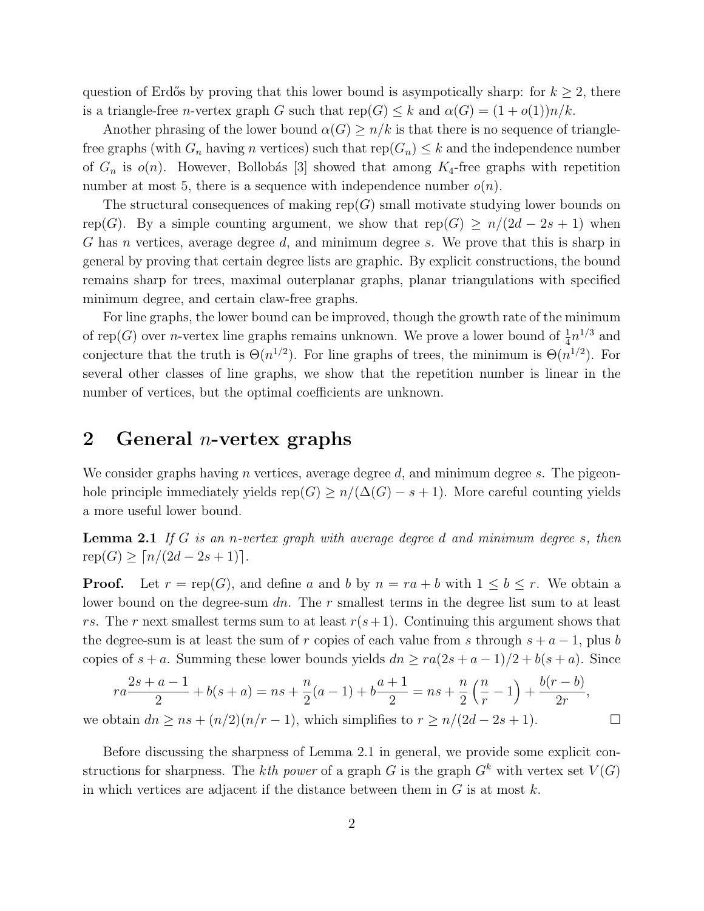question of Erdős by proving that this lower bound is asympotically sharp: for $k \geq 2$, there is a triangle-free $n$-vertex graph $G$ such that $\text{rep}(G) \leq k$ and $\alpha(G) = (1 + o(1))n/k$.

Another phrasing of the lower bound $\alpha(G) \geq n/k$ is that there is no sequence of triangle-free graphs (with $G_n$ having $n$ vertices) such that $\text{rep}(G_n) \leq k$ and the independence number of $G_n$ is $o(n)$. However, Bollobás [3] showed that among $K_4$-free graphs with repetition number at most 5, there is a sequence with independence number $o(n)$.

The structural consequences of making $\text{rep}(G)$ small motivate studying lower bounds on $\text{rep}(G)$. By a simple counting argument, we show that $\text{rep}(G) \geq n/(2d - 2s + 1)$ when $G$ has $n$ vertices, average degree $d$, and minimum degree $s$. We prove that this is sharp in general by proving that certain degree lists are graphic. By explicit constructions, the bound remains sharp for trees, maximal outerplanar graphs, planar triangulations with specified minimum degree, and certain claw-free graphs.

For line graphs, the lower bound can be improved, though the growth rate of the minimum of $\text{rep}(G)$ over $n$-vertex line graphs remains unknown. We prove a lower bound of $\frac{1}{4}n^{1/3}$ and conjecture that the truth is $\Theta(n^{1/2})$. For line graphs of trees, the minimum is $\Theta(n^{1/2})$. For several other classes of line graphs, we show that the repetition number is linear in the number of vertices, but the optimal coefficients are unknown.

## 2 General $n$-vertex graphs

We consider graphs having $n$ vertices, average degree $d$, and minimum degree $s$. The pigeonhole principle immediately yields $\text{rep}(G) \geq n/(\Delta(G) - s + 1)$. More careful counting yields a more useful lower bound.

**Lemma 2.1** *If $G$ is an $n$-vertex graph with average degree $d$ and minimum degree $s$, then* $\text{rep}(G) \geq \lceil n/(2d - 2s + 1) \rceil$.

**Proof.** Let $r = \text{rep}(G)$, and define $a$ and $b$ by $n = ra + b$ with $1 \leq b \leq r$. We obtain a lower bound on the degree-sum $dn$. The $r$ smallest terms in the degree list sum to at least $rs$. The $r$ next smallest terms sum to at least $r(s+1)$. Continuing this argument shows that the degree-sum is at least the sum of $r$ copies of each value from $s$ through $s + a - 1$, plus $b$ copies of $s + a$. Summing these lower bounds yields $dn \geq ra(2s + a - 1)/2 + b(s + a)$. Since

$$ra\frac{2s + a - 1}{2} + b(s + a) = ns + \frac{n}{2}(a - 1) + b\frac{a + 1}{2} = ns + \frac{n}{2}\left(\frac{n}{r} - 1\right) + \frac{b(r - b)}{2r},$$

we obtain $dn \geq ns + (n/2)(n/r - 1)$, which simplifies to $r \geq n/(2d - 2s + 1)$. $\square$

Before discussing the sharpness of Lemma 2.1 in general, we provide some explicit constructions for sharpness. The *kth power* of a graph $G$ is the graph $G^k$ with vertex set $V(G)$ in which vertices are adjacent if the distance between them in $G$ is at most $k$.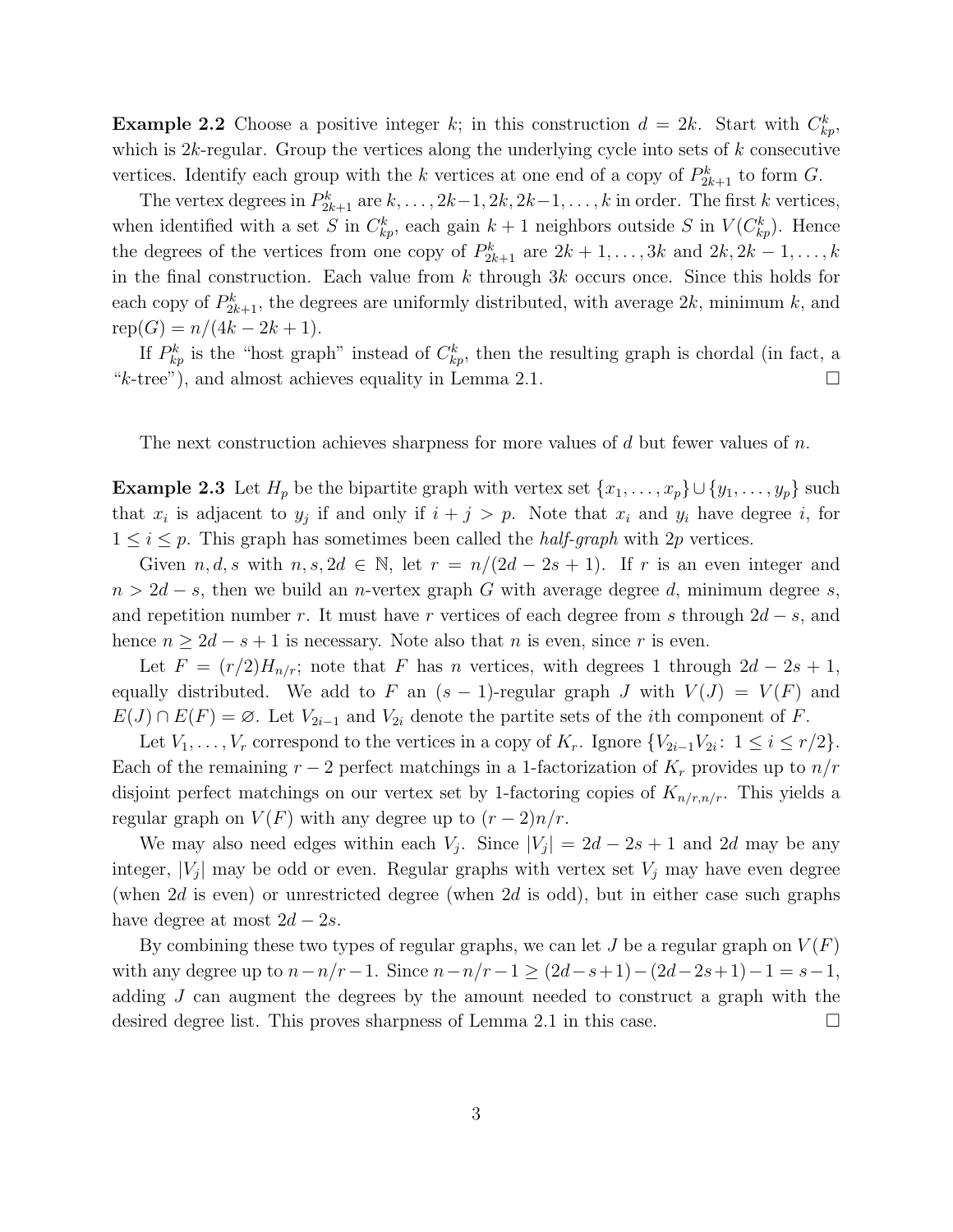**Example 2.2** Choose a positive integer $k$; in this construction $d = 2k$. Start with $C_{kp}^k$, which is $2k$-regular. Group the vertices along the underlying cycle into sets of $k$ consecutive vertices. Identify each group with the $k$ vertices at one end of a copy of $P_{2k+1}^k$ to form $G$.

The vertex degrees in $P_{2k+1}^k$ are $k, \ldots, 2k-1, 2k, 2k-1, \ldots, k$ in order. The first $k$ vertices, when identified with a set $S$ in $C_{kp}^k$, each gain $k+1$ neighbors outside $S$ in $V(C_{kp}^k)$. Hence the degrees of the vertices from one copy of $P_{2k+1}^k$ are $2k+1, \ldots, 3k$ and $2k, 2k-1, \ldots, k$ in the final construction. Each value from $k$ through $3k$ occurs once. Since this holds for each copy of $P_{2k+1}^k$, the degrees are uniformly distributed, with average $2k$, minimum $k$, and $\mathrm{rep}(G) = n/(4k - 2k + 1)$.

If $P_{kp}^k$ is the "host graph" instead of $C_{kp}^k$, then the resulting graph is chordal (in fact, a "$k$-tree"), and almost achieves equality in Lemma 2.1. □

The next construction achieves sharpness for more values of $d$ but fewer values of $n$.

**Example 2.3** Let $H_p$ be the bipartite graph with vertex set $\{x_1, \ldots, x_p\} \cup \{y_1, \ldots, y_p\}$ such that $x_i$ is adjacent to $y_j$ if and only if $i + j > p$. Note that $x_i$ and $y_i$ have degree $i$, for $1 \le i \le p$. This graph has sometimes been called the *half-graph* with $2p$ vertices.

Given $n, d, s$ with $n, s, 2d \in \mathbb{N}$, let $r = n/(2d - 2s + 1)$. If $r$ is an even integer and $n > 2d - s$, then we build an $n$-vertex graph $G$ with average degree $d$, minimum degree $s$, and repetition number $r$. It must have $r$ vertices of each degree from $s$ through $2d - s$, and hence $n \ge 2d - s + 1$ is necessary. Note also that $n$ is even, since $r$ is even.

Let $F = (r/2)H_{n/r}$; note that $F$ has $n$ vertices, with degrees 1 through $2d - 2s + 1$, equally distributed. We add to $F$ an $(s-1)$-regular graph $J$ with $V(J) = V(F)$ and $E(J) \cap E(F) = \varnothing$. Let $V_{2i-1}$ and $V_{2i}$ denote the partite sets of the $i$th component of $F$.

Let $V_1, \ldots, V_r$ correspond to the vertices in a copy of $K_r$. Ignore $\{V_{2i-1}V_{2i} \colon 1 \le i \le r/2\}$. Each of the remaining $r - 2$ perfect matchings in a 1-factorization of $K_r$ provides up to $n/r$ disjoint perfect matchings on our vertex set by 1-factoring copies of $K_{n/r,n/r}$. This yields a regular graph on $V(F)$ with any degree up to $(r-2)n/r$.

We may also need edges within each $V_j$. Since $|V_j| = 2d - 2s + 1$ and $2d$ may be any integer, $|V_j|$ may be odd or even. Regular graphs with vertex set $V_j$ may have even degree (when $2d$ is even) or unrestricted degree (when $2d$ is odd), but in either case such graphs have degree at most $2d - 2s$.

By combining these two types of regular graphs, we can let $J$ be a regular graph on $V(F)$ with any degree up to $n - n/r - 1$. Since $n - n/r - 1 \ge (2d - s + 1) - (2d - 2s + 1) - 1 = s - 1$, adding $J$ can augment the degrees by the amount needed to construct a graph with the desired degree list. This proves sharpness of Lemma 2.1 in this case. □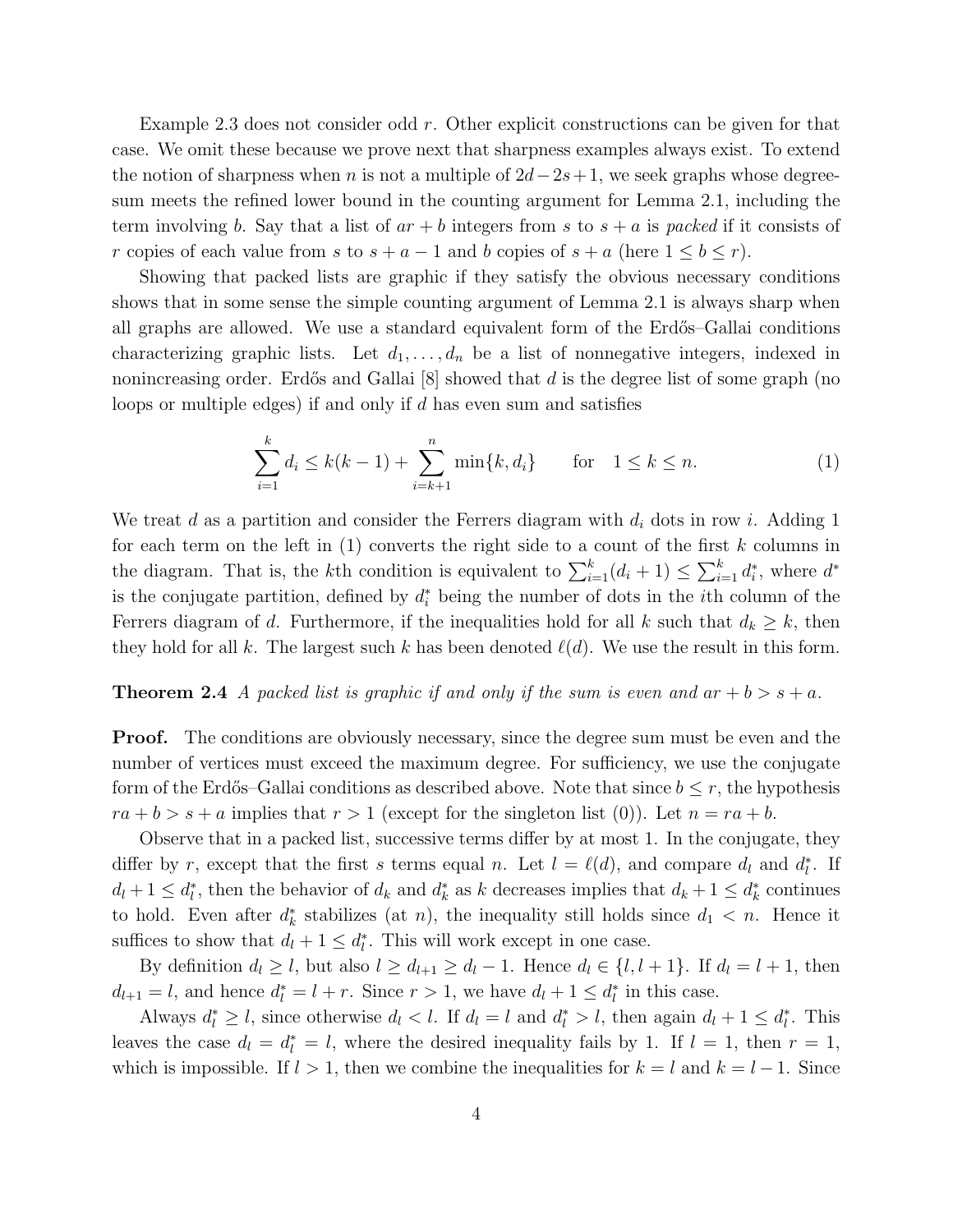Example 2.3 does not consider odd $r$. Other explicit constructions can be given for that case. We omit these because we prove next that sharpness examples always exist. To extend the notion of sharpness when $n$ is not a multiple of $2d-2s+1$, we seek graphs whose degree-sum meets the refined lower bound in the counting argument for Lemma 2.1, including the term involving $b$. Say that a list of $ar+b$ integers from $s$ to $s+a$ is *packed* if it consists of $r$ copies of each value from $s$ to $s+a-1$ and $b$ copies of $s+a$ (here $1 \le b \le r$).

Showing that packed lists are graphic if they satisfy the obvious necessary conditions shows that in some sense the simple counting argument of Lemma 2.1 is always sharp when all graphs are allowed. We use a standard equivalent form of the Erdős–Gallai conditions characterizing graphic lists. Let $d_1, \ldots, d_n$ be a list of nonnegative integers, indexed in nonincreasing order. Erdős and Gallai [8] showed that $d$ is the degree list of some graph (no loops or multiple edges) if and only if $d$ has even sum and satisfies

$$\sum_{i=1}^{k} d_i \le k(k-1) + \sum_{i=k+1}^{n} \min\{k, d_i\} \qquad \text{for} \quad 1 \le k \le n. \tag{1}$$

We treat $d$ as a partition and consider the Ferrers diagram with $d_i$ dots in row $i$. Adding 1 for each term on the left in (1) converts the right side to a count of the first $k$ columns in the diagram. That is, the $k$th condition is equivalent to $\sum_{i=1}^{k}(d_i+1) \le \sum_{i=1}^{k} d_i^*$, where $d^*$ is the conjugate partition, defined by $d_i^*$ being the number of dots in the $i$th column of the Ferrers diagram of $d$. Furthermore, if the inequalities hold for all $k$ such that $d_k \ge k$, then they hold for all $k$. The largest such $k$ has been denoted $\ell(d)$. We use the result in this form.

**Theorem 2.4** *A packed list is graphic if and only if the sum is even and $ar+b > s+a$.*

**Proof.** The conditions are obviously necessary, since the degree sum must be even and the number of vertices must exceed the maximum degree. For sufficiency, we use the conjugate form of the Erdős–Gallai conditions as described above. Note that since $b \le r$, the hypothesis $ra+b > s+a$ implies that $r > 1$ (except for the singleton list (0)). Let $n = ra+b$.

Observe that in a packed list, successive terms differ by at most 1. In the conjugate, they differ by $r$, except that the first $s$ terms equal $n$. Let $l = \ell(d)$, and compare $d_l$ and $d_l^*$. If $d_l + 1 \le d_l^*$, then the behavior of $d_k$ and $d_k^*$ as $k$ decreases implies that $d_k + 1 \le d_k^*$ continues to hold. Even after $d_k^*$ stabilizes (at $n$), the inequality still holds since $d_1 < n$. Hence it suffices to show that $d_l + 1 \le d_l^*$. This will work except in one case.

By definition $d_l \ge l$, but also $l \ge d_{l+1} \ge d_l - 1$. Hence $d_l \in \{l, l+1\}$. If $d_l = l+1$, then $d_{l+1} = l$, and hence $d_l^* = l + r$. Since $r > 1$, we have $d_l + 1 \le d_l^*$ in this case.

Always $d_l^* \ge l$, since otherwise $d_l < l$. If $d_l = l$ and $d_l^* > l$, then again $d_l + 1 \le d_l^*$. This leaves the case $d_l = d_l^* = l$, where the desired inequality fails by 1. If $l = 1$, then $r = 1$, which is impossible. If $l > 1$, then we combine the inequalities for $k = l$ and $k = l-1$. Since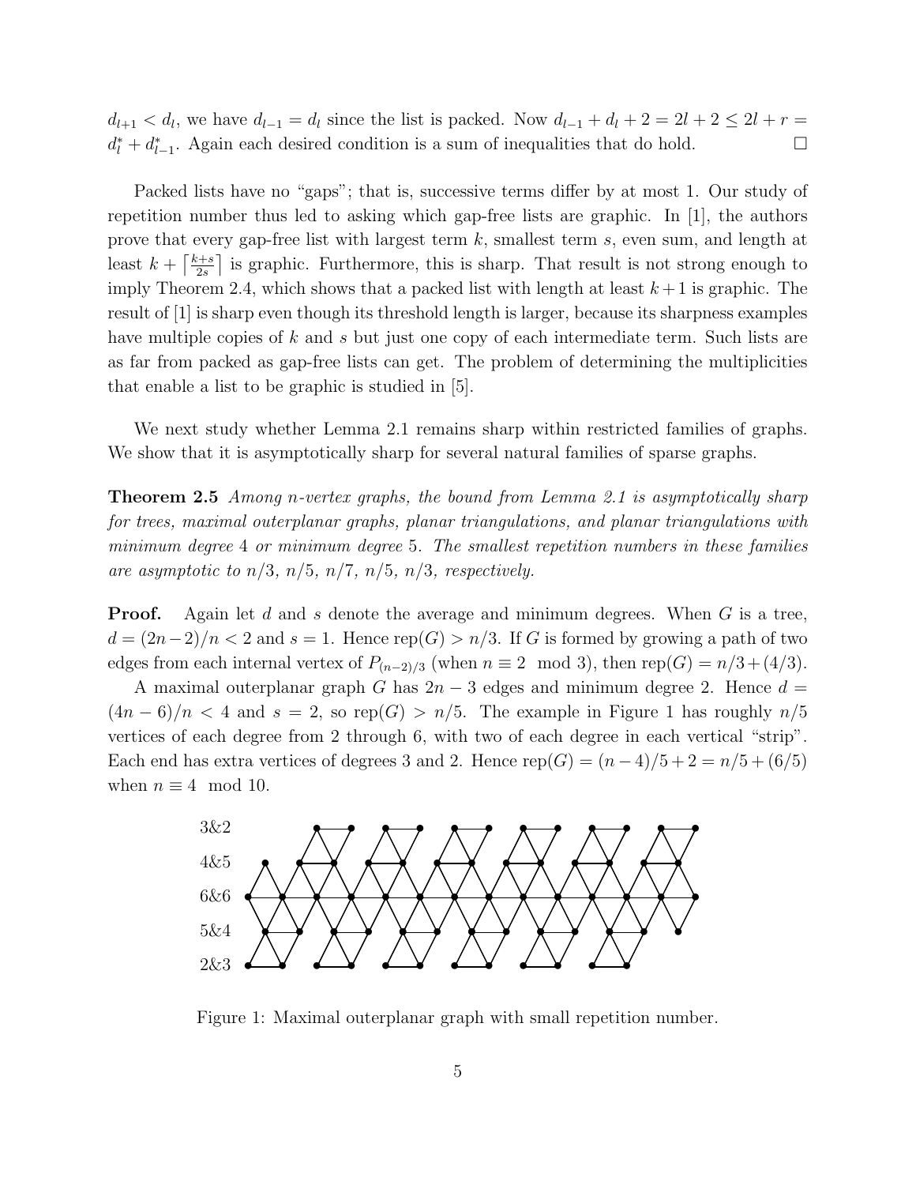$d_{l+1} < d_l$, we have $d_{l-1} = d_l$ since the list is packed. Now $d_{l-1} + d_l + 2 = 2l + 2 \le 2l + r = d^*_l + d^*_{l-1}$. Again each desired condition is a sum of inequalities that do hold. □

Packed lists have no "gaps"; that is, successive terms differ by at most 1. Our study of repetition number thus led to asking which gap-free lists are graphic. In [1], the authors prove that every gap-free list with largest term $k$, smallest term $s$, even sum, and length at least $k + \lceil \frac{k+s}{2s} \rceil$ is graphic. Furthermore, this is sharp. That result is not strong enough to imply Theorem 2.4, which shows that a packed list with length at least $k+1$ is graphic. The result of [1] is sharp even though its threshold length is larger, because its sharpness examples have multiple copies of $k$ and $s$ but just one copy of each intermediate term. Such lists are as far from packed as gap-free lists can get. The problem of determining the multiplicities that enable a list to be graphic is studied in [5].

We next study whether Lemma 2.1 remains sharp within restricted families of graphs. We show that it is asymptotically sharp for several natural families of sparse graphs.

**Theorem 2.5** *Among $n$-vertex graphs, the bound from Lemma 2.1 is asymptotically sharp for trees, maximal outerplanar graphs, planar triangulations, and planar triangulations with minimum degree 4 or minimum degree 5. The smallest repetition numbers in these families are asymptotic to $n/3$, $n/5$, $n/7$, $n/5$, $n/3$, respectively.*

**Proof.** Again let $d$ and $s$ denote the average and minimum degrees. When $G$ is a tree, $d = (2n-2)/n < 2$ and $s = 1$. Hence $\mathrm{rep}(G) > n/3$. If $G$ is formed by growing a path of two edges from each internal vertex of $P_{(n-2)/3}$ (when $n \equiv 2 \mod 3$), then $\mathrm{rep}(G) = n/3 + (4/3)$.

A maximal outerplanar graph $G$ has $2n-3$ edges and minimum degree 2. Hence $d = (4n-6)/n < 4$ and $s = 2$, so $\mathrm{rep}(G) > n/5$. The example in Figure 1 has roughly $n/5$ vertices of each degree from 2 through 6, with two of each degree in each vertical "strip". Each end has extra vertices of degrees 3 and 2. Hence $\mathrm{rep}(G) = (n-4)/5 + 2 = n/5 + (6/5)$ when $n \equiv 4 \mod 10$.

Figure 1: Maximal outerplanar graph with small repetition number.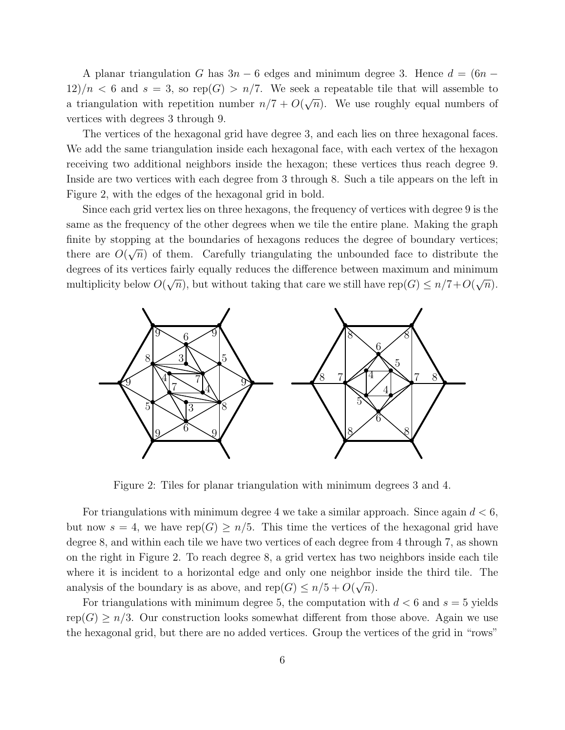A planar triangulation $G$ has $3n-6$ edges and minimum degree 3. Hence $d = (6n-12)/n < 6$ and $s = 3$, so $\mathrm{rep}(G) > n/7$. We seek a repeatable tile that will assemble to a triangulation with repetition number $n/7 + O(\sqrt{n})$. We use roughly equal numbers of vertices with degrees 3 through 9.

The vertices of the hexagonal grid have degree 3, and each lies on three hexagonal faces. We add the same triangulation inside each hexagonal face, with each vertex of the hexagon receiving two additional neighbors inside the hexagon; these vertices thus reach degree 9. Inside are two vertices with each degree from 3 through 8. Such a tile appears on the left in Figure 2, with the edges of the hexagonal grid in bold.

Since each grid vertex lies on three hexagons, the frequency of vertices with degree 9 is the same as the frequency of the other degrees when we tile the entire plane. Making the graph finite by stopping at the boundaries of hexagons reduces the degree of boundary vertices; there are $O(\sqrt{n})$ of them. Carefully triangulating the unbounded face to distribute the degrees of its vertices fairly equally reduces the difference between maximum and minimum multiplicity below $O(\sqrt{n})$, but without taking that care we still have $\mathrm{rep}(G) \le n/7 + O(\sqrt{n})$.

Figure 2: Tiles for planar triangulation with minimum degrees 3 and 4.

For triangulations with minimum degree 4 we take a similar approach. Since again $d < 6$, but now $s = 4$, we have $\mathrm{rep}(G) \ge n/5$. This time the vertices of the hexagonal grid have degree 8, and within each tile we have two vertices of each degree from 4 through 7, as shown on the right in Figure 2. To reach degree 8, a grid vertex has two neighbors inside each tile where it is incident to a horizontal edge and only one neighbor inside the third tile. The analysis of the boundary is as above, and $\mathrm{rep}(G) \le n/5 + O(\sqrt{n})$.

For triangulations with minimum degree 5, the computation with $d < 6$ and $s = 5$ yields $\mathrm{rep}(G) \ge n/3$. Our construction looks somewhat different from those above. Again we use the hexagonal grid, but there are no added vertices. Group the vertices of the grid in "rows"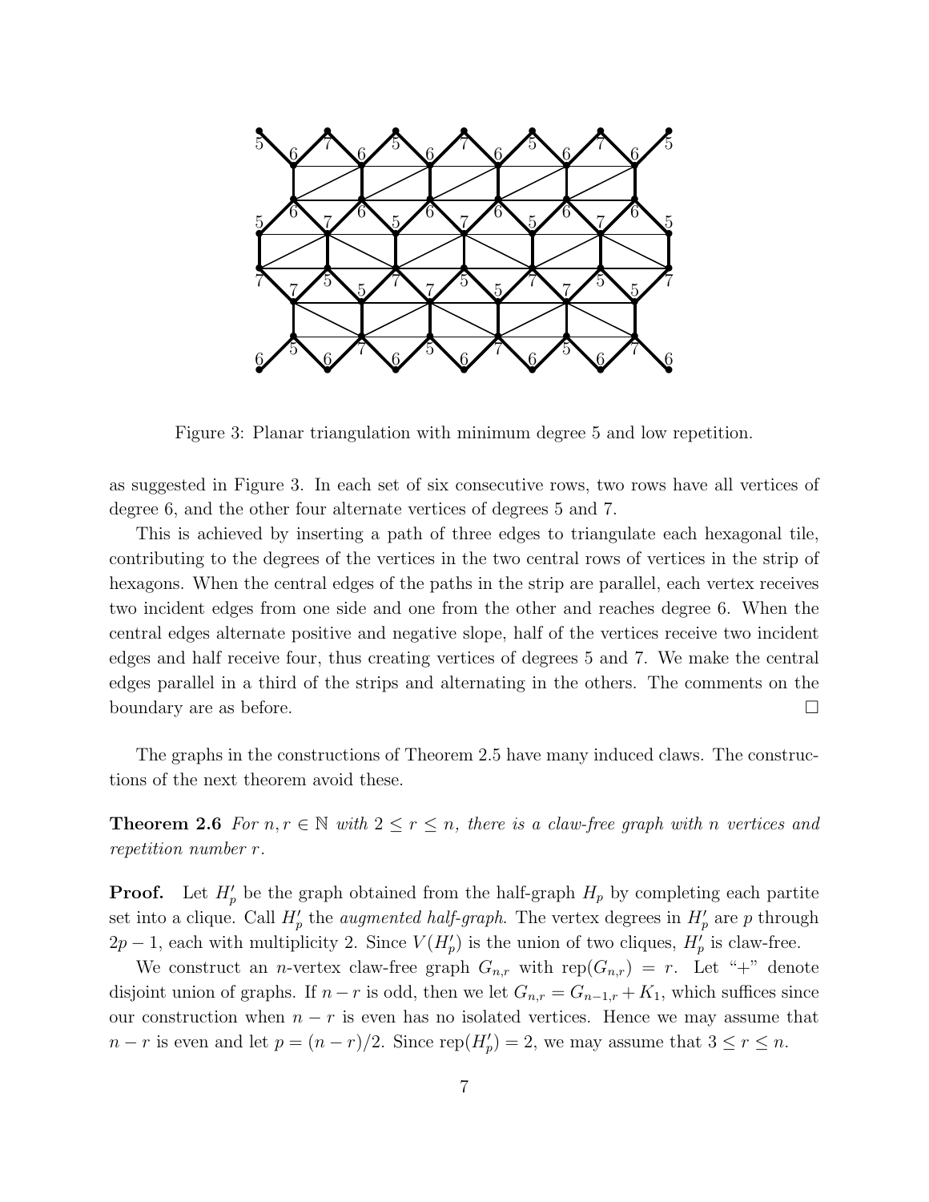Figure 3: Planar triangulation with minimum degree 5 and low repetition.

as suggested in Figure 3. In each set of six consecutive rows, two rows have all vertices of degree 6, and the other four alternate vertices of degrees 5 and 7.

This is achieved by inserting a path of three edges to triangulate each hexagonal tile, contributing to the degrees of the vertices in the two central rows of vertices in the strip of hexagons. When the central edges of the paths in the strip are parallel, each vertex receives two incident edges from one side and one from the other and reaches degree 6. When the central edges alternate positive and negative slope, half of the vertices receive two incident edges and half receive four, thus creating vertices of degrees 5 and 7. We make the central edges parallel in a third of the strips and alternating in the others. The comments on the boundary are as before. □

The graphs in the constructions of Theorem 2.5 have many induced claws. The constructions of the next theorem avoid these.

**Theorem 2.6** *For $n, r \in \mathbb{N}$ with $2 \le r \le n$, there is a claw-free graph with $n$ vertices and repetition number $r$.*

**Proof.** Let $H_p'$ be the graph obtained from the half-graph $H_p$ by completing each partite set into a clique. Call $H_p'$ the *augmented half-graph*. The vertex degrees in $H_p'$ are $p$ through $2p-1$, each with multiplicity 2. Since $V(H_p')$ is the union of two cliques, $H_p'$ is claw-free.

We construct an $n$-vertex claw-free graph $G_{n,r}$ with $\mathrm{rep}(G_{n,r}) = r$. Let "+" denote disjoint union of graphs. If $n-r$ is odd, then we let $G_{n,r} = G_{n-1,r} + K_1$, which suffices since our construction when $n-r$ is even has no isolated vertices. Hence we may assume that $n-r$ is even and let $p = (n-r)/2$. Since $\mathrm{rep}(H_p') = 2$, we may assume that $3 \le r \le n$.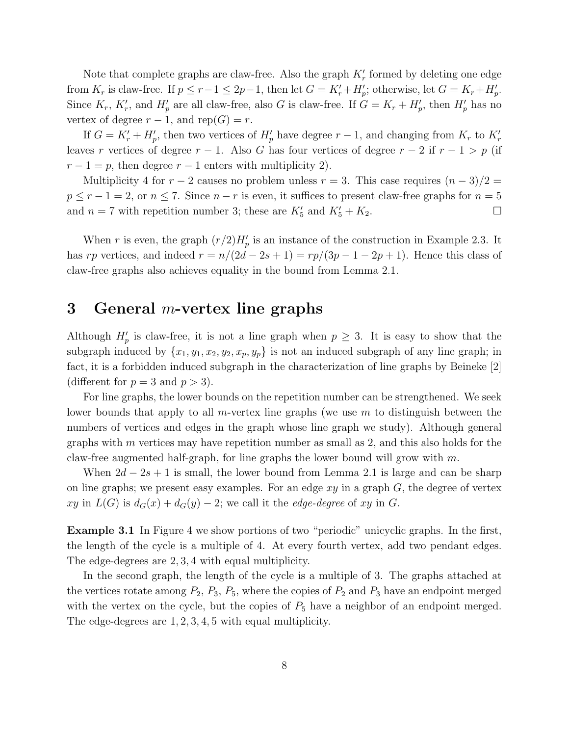Note that complete graphs are claw-free. Also the graph $K_r'$ formed by deleting one edge from $K_r$ is claw-free. If $p \le r-1 \le 2p-1$, then let $G = K_r' + H_p'$; otherwise, let $G = K_r + H_p'$. Since $K_r$, $K_r'$, and $H_p'$ are all claw-free, also $G$ is claw-free. If $G = K_r + H_p'$, then $H_p'$ has no vertex of degree $r-1$, and $\mathrm{rep}(G) = r$.

If $G = K_r' + H_p'$, then two vertices of $H_p'$ have degree $r-1$, and changing from $K_r$ to $K_r'$ leaves $r$ vertices of degree $r-1$. Also $G$ has four vertices of degree $r-2$ if $r-1 > p$ (if $r-1 = p$, then degree $r-1$ enters with multiplicity 2).

Multiplicity 4 for $r-2$ causes no problem unless $r = 3$. This case requires $(n-3)/2 = p \le r-1 = 2$, or $n \le 7$. Since $n-r$ is even, it suffices to present claw-free graphs for $n = 5$ and $n = 7$ with repetition number 3; these are $K_5'$ and $K_5' + K_2$. □

When $r$ is even, the graph $(r/2)H_p'$ is an instance of the construction in Example 2.3. It has $rp$ vertices, and indeed $r = n/(2d-2s+1) = rp/(3p-1-2p+1)$. Hence this class of claw-free graphs also achieves equality in the bound from Lemma 2.1.

# 3 General $m$-vertex line graphs

Although $H_p'$ is claw-free, it is not a line graph when $p \ge 3$. It is easy to show that the subgraph induced by $\{x_1, y_1, x_2, y_2, x_p, y_p\}$ is not an induced subgraph of any line graph; in fact, it is a forbidden induced subgraph in the characterization of line graphs by Beineke [2] (different for $p = 3$ and $p > 3$).

For line graphs, the lower bounds on the repetition number can be strengthened. We seek lower bounds that apply to all $m$-vertex line graphs (we use $m$ to distinguish between the numbers of vertices and edges in the graph whose line graph we study). Although general graphs with $m$ vertices may have repetition number as small as 2, and this also holds for the claw-free augmented half-graph, for line graphs the lower bound will grow with $m$.

When $2d-2s+1$ is small, the lower bound from Lemma 2.1 is large and can be sharp on line graphs; we present easy examples. For an edge $xy$ in a graph $G$, the degree of vertex $xy$ in $L(G)$ is $d_G(x) + d_G(y) - 2$; we call it the *edge-degree* of $xy$ in $G$.

**Example 3.1** In Figure 4 we show portions of two "periodic" unicyclic graphs. In the first, the length of the cycle is a multiple of 4. At every fourth vertex, add two pendant edges. The edge-degrees are $2, 3, 4$ with equal multiplicity.

In the second graph, the length of the cycle is a multiple of 3. The graphs attached at the vertices rotate among $P_2$, $P_3$, $P_5$, where the copies of $P_2$ and $P_3$ have an endpoint merged with the vertex on the cycle, but the copies of $P_5$ have a neighbor of an endpoint merged. The edge-degrees are $1, 2, 3, 4, 5$ with equal multiplicity.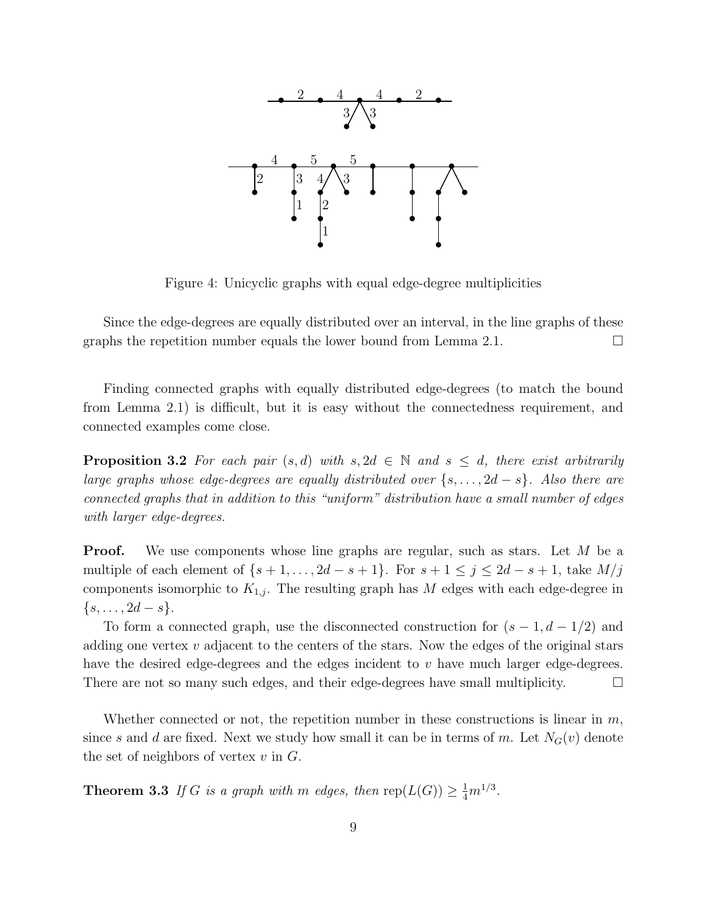Figure 4: Unicyclic graphs with equal edge-degree multiplicities

Since the edge-degrees are equally distributed over an interval, in the line graphs of these graphs the repetition number equals the lower bound from Lemma 2.1. □

Finding connected graphs with equally distributed edge-degrees (to match the bound from Lemma 2.1) is difficult, but it is easy without the connectedness requirement, and connected examples come close.

**Proposition 3.2** *For each pair $(s, d)$ with $s, 2d \in \mathbb{N}$ and $s \leq d$, there exist arbitrarily large graphs whose edge-degrees are equally distributed over $\{s, \ldots, 2d - s\}$. Also there are connected graphs that in addition to this "uniform" distribution have a small number of edges with larger edge-degrees.*

**Proof.** We use components whose line graphs are regular, such as stars. Let $M$ be a multiple of each element of $\{s+1, \ldots, 2d-s+1\}$. For $s+1 \leq j \leq 2d-s+1$, take $M/j$ components isomorphic to $K_{1,j}$. The resulting graph has $M$ edges with each edge-degree in $\{s, \ldots, 2d-s\}$.

To form a connected graph, use the disconnected construction for $(s-1, d-1/2)$ and adding one vertex $v$ adjacent to the centers of the stars. Now the edges of the original stars have the desired edge-degrees and the edges incident to $v$ have much larger edge-degrees. There are not so many such edges, and their edge-degrees have small multiplicity. □

Whether connected or not, the repetition number in these constructions is linear in $m$, since $s$ and $d$ are fixed. Next we study how small it can be in terms of $m$. Let $N_G(v)$ denote the set of neighbors of vertex $v$ in $G$.

**Theorem 3.3** *If $G$ is a graph with $m$ edges, then $\text{rep}(L(G)) \geq \frac{1}{4}m^{1/3}$.*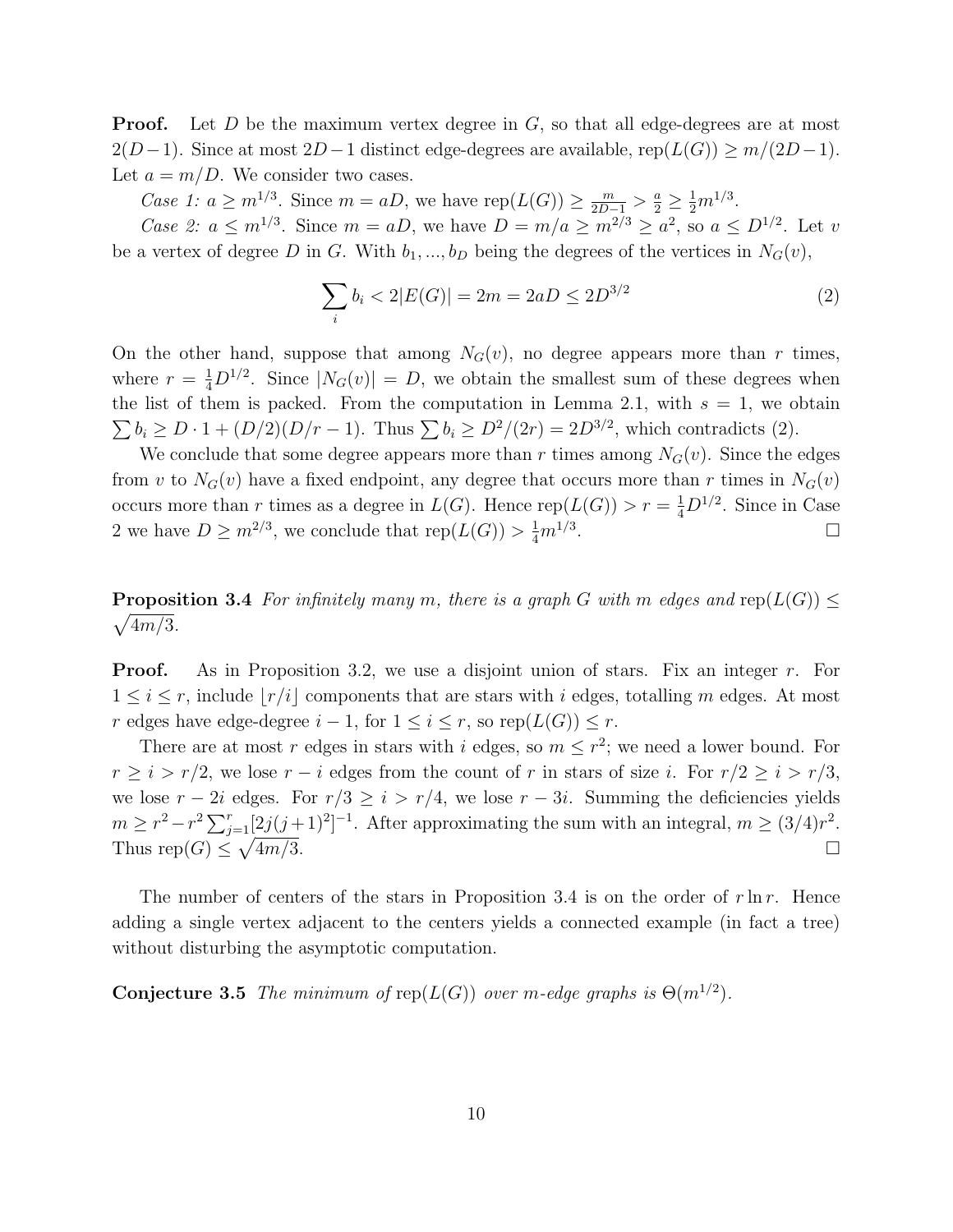**Proof.** Let $D$ be the maximum vertex degree in $G$, so that all edge-degrees are at most $2(D-1)$. Since at most $2D-1$ distinct edge-degrees are available, $\text{rep}(L(G)) \ge m/(2D-1)$. Let $a = m/D$. We consider two cases.

*Case 1:* $a \ge m^{1/3}$. Since $m = aD$, we have $\text{rep}(L(G)) \ge \frac{m}{2D-1} > \frac{a}{2} \ge \frac{1}{2}m^{1/3}$.

*Case 2:* $a \le m^{1/3}$. Since $m = aD$, we have $D = m/a \ge m^{2/3} \ge a^2$, so $a \le D^{1/2}$. Let $v$ be a vertex of degree $D$ in $G$. With $b_1, ..., b_D$ being the degrees of the vertices in $N_G(v)$,

$$\sum_i b_i < 2|E(G)| = 2m = 2aD \le 2D^{3/2} \tag{2}$$

On the other hand, suppose that among $N_G(v)$, no degree appears more than $r$ times, where $r = \frac{1}{4}D^{1/2}$. Since $|N_G(v)| = D$, we obtain the smallest sum of these degrees when the list of them is packed. From the computation in Lemma 2.1, with $s = 1$, we obtain $\sum b_i \ge D \cdot 1 + (D/2)(D/r - 1)$. Thus $\sum b_i \ge D^2/(2r) = 2D^{3/2}$, which contradicts (2).

We conclude that some degree appears more than $r$ times among $N_G(v)$. Since the edges from $v$ to $N_G(v)$ have a fixed endpoint, any degree that occurs more than $r$ times in $N_G(v)$ occurs more than $r$ times as a degree in $L(G)$. Hence $\text{rep}(L(G)) > r = \frac{1}{4}D^{1/2}$. Since in Case 2 we have $D \ge m^{2/3}$, we conclude that $\text{rep}(L(G)) > \frac{1}{4}m^{1/3}$. □

**Proposition 3.4** *For infinitely many $m$, there is a graph $G$ with $m$ edges and $\text{rep}(L(G)) \le \sqrt{4m/3}$.*

**Proof.** As in Proposition 3.2, we use a disjoint union of stars. Fix an integer $r$. For $1 \le i \le r$, include $\lfloor r/i \rfloor$ components that are stars with $i$ edges, totalling $m$ edges. At most $r$ edges have edge-degree $i-1$, for $1 \le i \le r$, so $\text{rep}(L(G)) \le r$.

There are at most $r$ edges in stars with $i$ edges, so $m \le r^2$; we need a lower bound. For $r \ge i > r/2$, we lose $r - i$ edges from the count of $r$ in stars of size $i$. For $r/2 \ge i > r/3$, we lose $r - 2i$ edges. For $r/3 \ge i > r/4$, we lose $r - 3i$. Summing the deficiencies yields $m \ge r^2 - r^2 \sum_{j=1}^{r} [2j(j+1)^2]^{-1}$. After approximating the sum with an integral, $m \ge (3/4)r^2$. Thus $\text{rep}(G) \le \sqrt{4m/3}$. □

The number of centers of the stars in Proposition 3.4 is on the order of $r \ln r$. Hence adding a single vertex adjacent to the centers yields a connected example (in fact a tree) without disturbing the asymptotic computation.

**Conjecture 3.5** *The minimum of $\text{rep}(L(G))$ over $m$-edge graphs is $\Theta(m^{1/2})$.*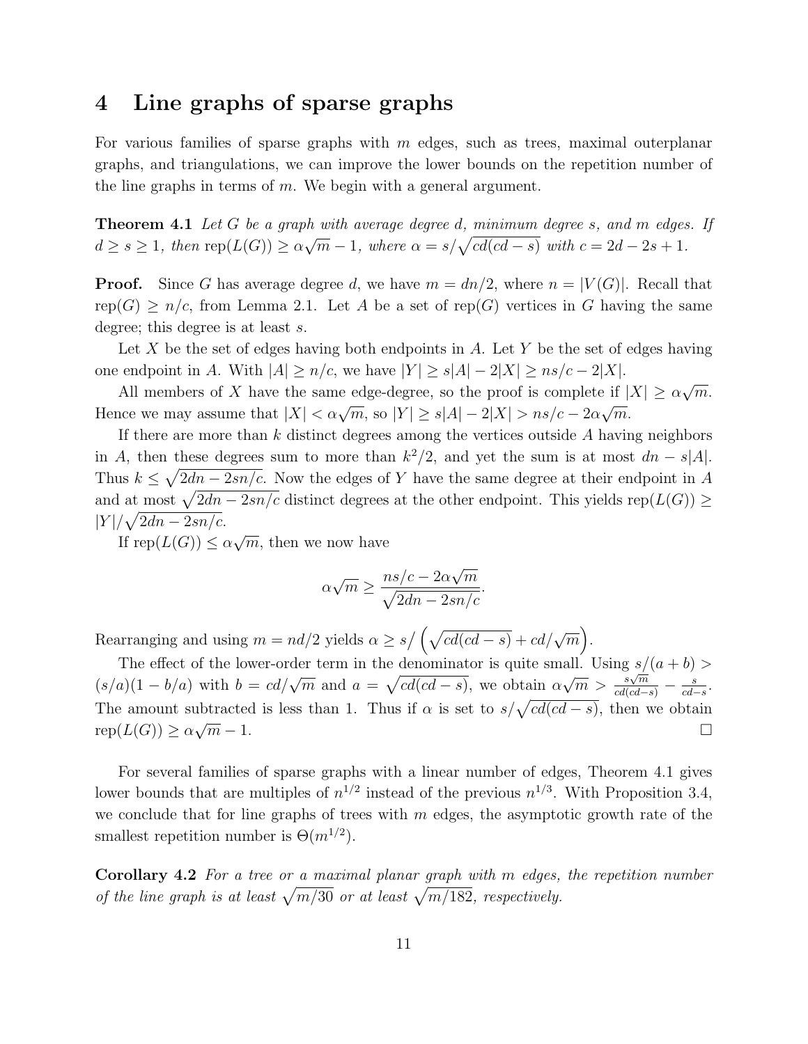## 4 Line graphs of sparse graphs

For various families of sparse graphs with $m$ edges, such as trees, maximal outerplanar graphs, and triangulations, we can improve the lower bounds on the repetition number of the line graphs in terms of $m$. We begin with a general argument.

**Theorem 4.1** *Let $G$ be a graph with average degree $d$, minimum degree $s$, and $m$ edges. If $d \geq s \geq 1$, then $\mathrm{rep}(L(G)) \geq \alpha\sqrt{m} - 1$, where $\alpha = s/\sqrt{cd(cd-s)}$ with $c = 2d - 2s + 1$.*

**Proof.** Since $G$ has average degree $d$, we have $m = dn/2$, where $n = |V(G)|$. Recall that $\mathrm{rep}(G) \geq n/c$, from Lemma 2.1. Let $A$ be a set of $\mathrm{rep}(G)$ vertices in $G$ having the same degree; this degree is at least $s$.

Let $X$ be the set of edges having both endpoints in $A$. Let $Y$ be the set of edges having one endpoint in $A$. With $|A| \geq n/c$, we have $|Y| \geq s|A| - 2|X| \geq ns/c - 2|X|$.

All members of $X$ have the same edge-degree, so the proof is complete if $|X| \geq \alpha\sqrt{m}$. Hence we may assume that $|X| < \alpha\sqrt{m}$, so $|Y| \geq s|A| - 2|X| > ns/c - 2\alpha\sqrt{m}$.

If there are more than $k$ distinct degrees among the vertices outside $A$ having neighbors in $A$, then these degrees sum to more than $k^2/2$, and yet the sum is at most $dn - s|A|$. Thus $k \leq \sqrt{2dn - 2sn/c}$. Now the edges of $Y$ have the same degree at their endpoint in $A$ and at most $\sqrt{2dn - 2sn/c}$ distinct degrees at the other endpoint. This yields $\mathrm{rep}(L(G)) \geq |Y|/\sqrt{2dn - 2sn/c}$.

If $\mathrm{rep}(L(G)) \leq \alpha\sqrt{m}$, then we now have

$$\alpha\sqrt{m} \geq \frac{ns/c - 2\alpha\sqrt{m}}{\sqrt{2dn - 2sn/c}}.$$

Rearranging and using $m = nd/2$ yields $\alpha \geq s/\left(\sqrt{cd(cd-s)} + cd/\sqrt{m}\right)$.

The effect of the lower-order term in the denominator is quite small. Using $s/(a+b) > (s/a)(1 - b/a)$ with $b = cd/\sqrt{m}$ and $a = \sqrt{cd(cd-s)}$, we obtain $\alpha\sqrt{m} > \frac{s\sqrt{m}}{cd(cd-s)} - \frac{s}{cd-s}$. The amount subtracted is less than 1. Thus if $\alpha$ is set to $s/\sqrt{cd(cd-s)}$, then we obtain $\mathrm{rep}(L(G)) \geq \alpha\sqrt{m} - 1$. $\square$

For several families of sparse graphs with a linear number of edges, Theorem 4.1 gives lower bounds that are multiples of $n^{1/2}$ instead of the previous $n^{1/3}$. With Proposition 3.4, we conclude that for line graphs of trees with $m$ edges, the asymptotic growth rate of the smallest repetition number is $\Theta(m^{1/2})$.

**Corollary 4.2** *For a tree or a maximal planar graph with $m$ edges, the repetition number of the line graph is at least $\sqrt{m/30}$ or at least $\sqrt{m/182}$, respectively.*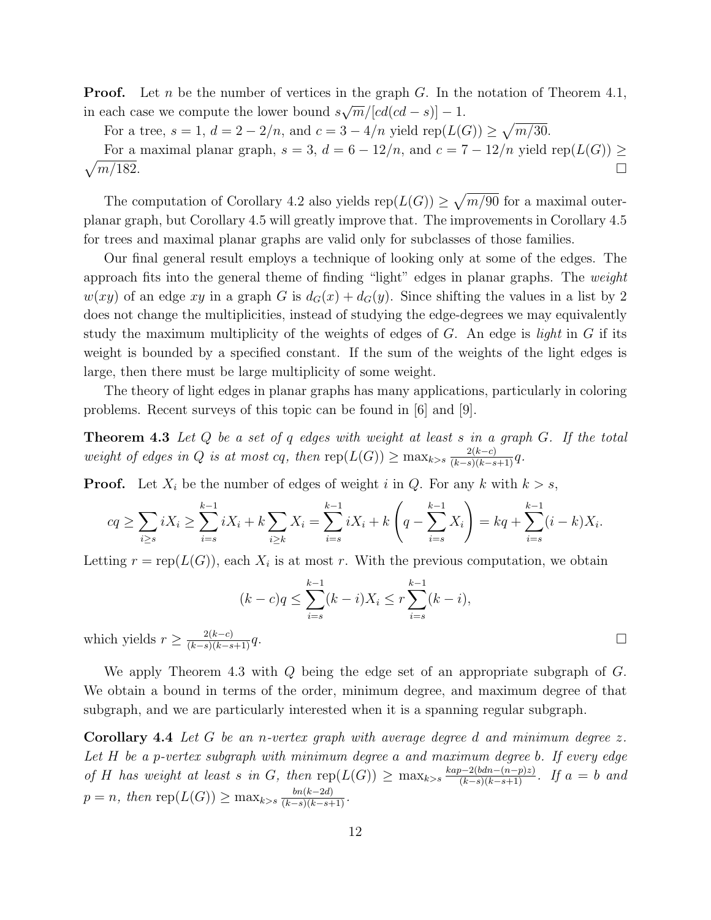**Proof.** Let $n$ be the number of vertices in the graph $G$. In the notation of Theorem 4.1, in each case we compute the lower bound $s\sqrt{m}/[cd(cd-s)]-1$.

For a tree, $s=1$, $d=2-2/n$, and $c=3-4/n$ yield $\mathrm{rep}(L(G)) \ge \sqrt{m/30}$.

For a maximal planar graph, $s=3$, $d=6-12/n$, and $c=7-12/n$ yield $\mathrm{rep}(L(G)) \ge \sqrt{m/182}$. □

The computation of Corollary 4.2 also yields $\mathrm{rep}(L(G)) \ge \sqrt{m/90}$ for a maximal outerplanar graph, but Corollary 4.5 will greatly improve that. The improvements in Corollary 4.5 for trees and maximal planar graphs are valid only for subclasses of those families.

Our final general result employs a technique of looking only at some of the edges. The approach fits into the general theme of finding "light" edges in planar graphs. The *weight* $w(xy)$ of an edge $xy$ in a graph $G$ is $d_G(x)+d_G(y)$. Since shifting the values in a list by 2 does not change the multiplicities, instead of studying the edge-degrees we may equivalently study the maximum multiplicity of the weights of edges of $G$. An edge is *light* in $G$ if its weight is bounded by a specified constant. If the sum of the weights of the light edges is large, then there must be large multiplicity of some weight.

The theory of light edges in planar graphs has many applications, particularly in coloring problems. Recent surveys of this topic can be found in [6] and [9].

**Theorem 4.3** *Let $Q$ be a set of $q$ edges with weight at least $s$ in a graph $G$. If the total weight of edges in $Q$ is at most $cq$, then $\mathrm{rep}(L(G)) \ge \max_{k>s} \frac{2(k-c)}{(k-s)(k-s+1)}q$.*

**Proof.** Let $X_i$ be the number of edges of weight $i$ in $Q$. For any $k$ with $k>s$,

$$cq \ge \sum_{i\ge s} iX_i \ge \sum_{i=s}^{k-1} iX_i + k\sum_{i\ge k} X_i = \sum_{i=s}^{k-1} iX_i + k\left(q-\sum_{i=s}^{k-1}X_i\right) = kq + \sum_{i=s}^{k-1}(i-k)X_i.$$

Letting $r=\mathrm{rep}(L(G))$, each $X_i$ is at most $r$. With the previous computation, we obtain

$$(k-c)q \le \sum_{i=s}^{k-1}(k-i)X_i \le r\sum_{i=s}^{k-1}(k-i),$$

which yields $r \ge \frac{2(k-c)}{(k-s)(k-s+1)}q$. □

We apply Theorem 4.3 with $Q$ being the edge set of an appropriate subgraph of $G$. We obtain a bound in terms of the order, minimum degree, and maximum degree of that subgraph, and we are particularly interested when it is a spanning regular subgraph.

**Corollary 4.4** *Let $G$ be an $n$-vertex graph with average degree $d$ and minimum degree $z$. Let $H$ be a $p$-vertex subgraph with minimum degree $a$ and maximum degree $b$. If every edge of $H$ has weight at least $s$ in $G$, then $\mathrm{rep}(L(G)) \ge \max_{k>s} \frac{kap-2(bdn-(n-p)z)}{(k-s)(k-s+1)}$. If $a=b$ and $p=n$, then $\mathrm{rep}(L(G)) \ge \max_{k>s} \frac{bn(k-2d)}{(k-s)(k-s+1)}$.*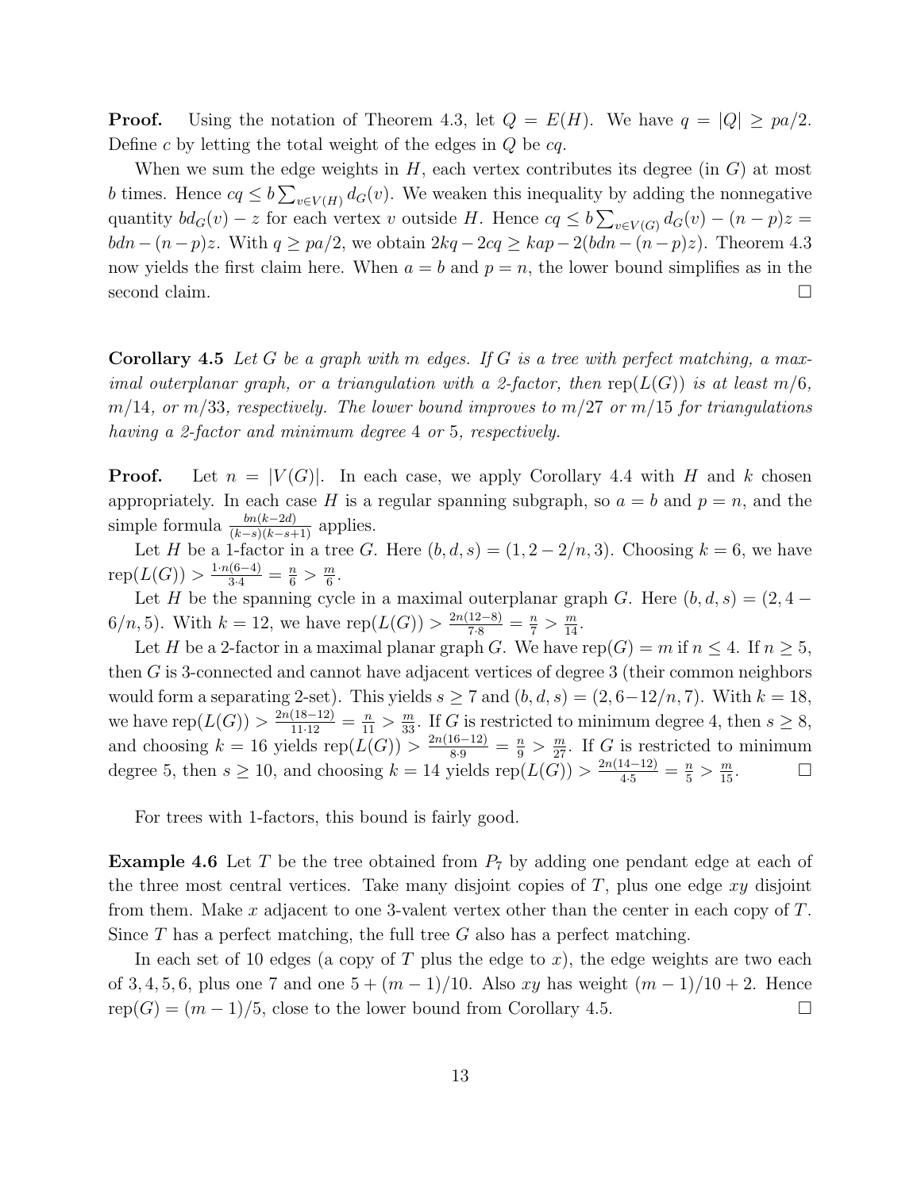**Proof.** Using the notation of Theorem 4.3, let $Q = E(H)$. We have $q = |Q| \geq pa/2$. Define $c$ by letting the total weight of the edges in $Q$ be $cq$.

When we sum the edge weights in $H$, each vertex contributes its degree (in $G$) at most $b$ times. Hence $cq \leq b\sum_{v \in V(H)} d_G(v)$. We weaken this inequality by adding the nonnegative quantity $bd_G(v) - z$ for each vertex $v$ outside $H$. Hence $cq \leq b\sum_{v \in V(G)} d_G(v) - (n-p)z = bdn - (n-p)z$. With $q \geq pa/2$, we obtain $2kq - 2cq \geq kap - 2(bdn - (n-p)z)$. Theorem 4.3 now yields the first claim here. When $a = b$ and $p = n$, the lower bound simplifies as in the second claim. $\square$

**Corollary 4.5** *Let $G$ be a graph with $m$ edges. If $G$ is a tree with perfect matching, a maximal outerplanar graph, or a triangulation with a 2-factor, then $\mathrm{rep}(L(G))$ is at least $m/6$, $m/14$, or $m/33$, respectively. The lower bound improves to $m/27$ or $m/15$ for triangulations having a 2-factor and minimum degree 4 or 5, respectively.*

**Proof.** Let $n = |V(G)|$. In each case, we apply Corollary 4.4 with $H$ and $k$ chosen appropriately. In each case $H$ is a regular spanning subgraph, so $a = b$ and $p = n$, and the simple formula $\frac{bn(k-2d)}{(k-s)(k-s+1)}$ applies.

Let $H$ be a 1-factor in a tree $G$. Here $(b, d, s) = (1, 2 - 2/n, 3)$. Choosing $k = 6$, we have $\mathrm{rep}(L(G)) > \frac{1 \cdot n(6-4)}{3 \cdot 4} = \frac{n}{6} > \frac{m}{6}$.

Let $H$ be the spanning cycle in a maximal outerplanar graph $G$. Here $(b, d, s) = (2, 4 - 6/n, 5)$. With $k = 12$, we have $\mathrm{rep}(L(G)) > \frac{2n(12-8)}{7 \cdot 8} = \frac{n}{7} > \frac{m}{14}$.

Let $H$ be a 2-factor in a maximal planar graph $G$. We have $\mathrm{rep}(G) = m$ if $n \leq 4$. If $n \geq 5$, then $G$ is 3-connected and cannot have adjacent vertices of degree 3 (their common neighbors would form a separating 2-set). This yields $s \geq 7$ and $(b, d, s) = (2, 6 - 12/n, 7)$. With $k = 18$, we have $\mathrm{rep}(L(G)) > \frac{2n(18-12)}{11 \cdot 12} = \frac{n}{11} > \frac{m}{33}$. If $G$ is restricted to minimum degree 4, then $s \geq 8$, and choosing $k = 16$ yields $\mathrm{rep}(L(G)) > \frac{2n(16-12)}{8 \cdot 9} = \frac{n}{9} > \frac{m}{27}$. If $G$ is restricted to minimum degree 5, then $s \geq 10$, and choosing $k = 14$ yields $\mathrm{rep}(L(G)) > \frac{2n(14-12)}{4 \cdot 5} = \frac{n}{5} > \frac{m}{15}$. $\square$

For trees with 1-factors, this bound is fairly good.

**Example 4.6** Let $T$ be the tree obtained from $P_7$ by adding one pendant edge at each of the three most central vertices. Take many disjoint copies of $T$, plus one edge $xy$ disjoint from them. Make $x$ adjacent to one 3-valent vertex other than the center in each copy of $T$. Since $T$ has a perfect matching, the full tree $G$ also has a perfect matching.

In each set of 10 edges (a copy of $T$ plus the edge to $x$), the edge weights are two each of $3, 4, 5, 6$, plus one 7 and one $5 + (m-1)/10$. Also $xy$ has weight $(m-1)/10 + 2$. Hence $\mathrm{rep}(G) = (m-1)/5$, close to the lower bound from Corollary 4.5. $\square$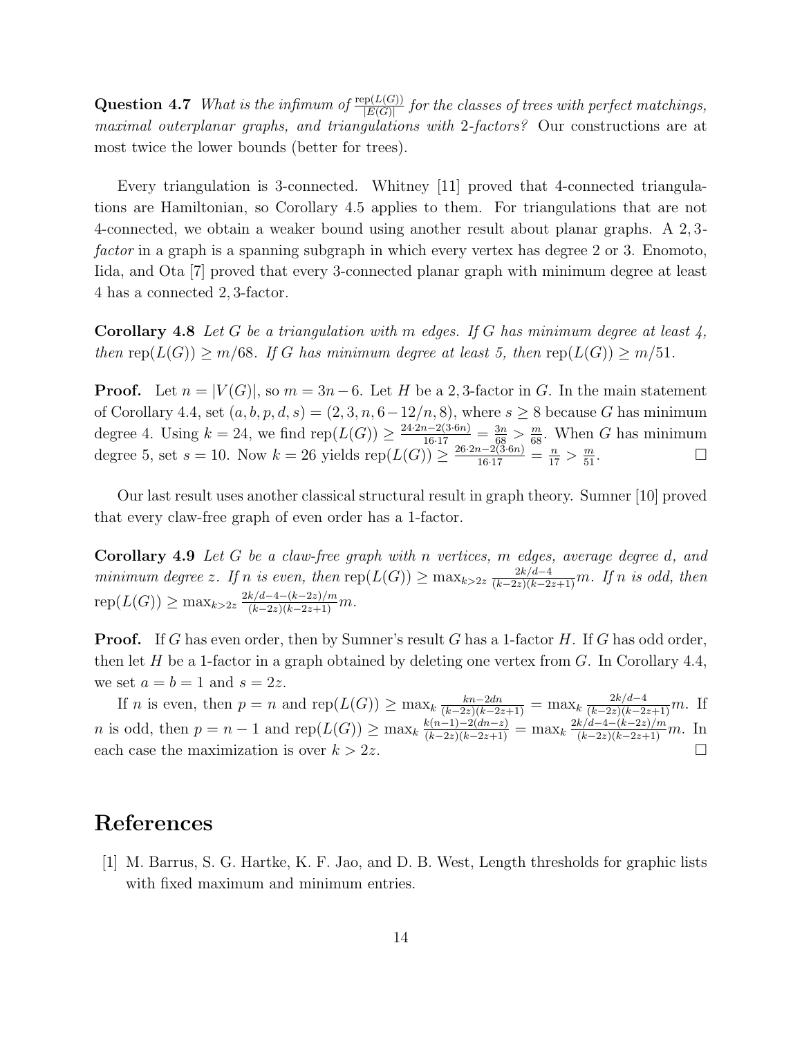**Question 4.7** *What is the infimum of $\frac{\mathrm{rep}(L(G))}{|E(G)|}$ for the classes of trees with perfect matchings, maximal outerplanar graphs, and triangulations with 2-factors?* Our constructions are at most twice the lower bounds (better for trees).

Every triangulation is 3-connected. Whitney [11] proved that 4-connected triangulations are Hamiltonian, so Corollary 4.5 applies to them. For triangulations that are not 4-connected, we obtain a weaker bound using another result about planar graphs. A $2,3$-*factor* in a graph is a spanning subgraph in which every vertex has degree 2 or 3. Enomoto, Iida, and Ota [7] proved that every 3-connected planar graph with minimum degree at least 4 has a connected $2,3$-factor.

**Corollary 4.8** *Let $G$ be a triangulation with $m$ edges. If $G$ has minimum degree at least 4, then $\mathrm{rep}(L(G)) \geq m/68$. If $G$ has minimum degree at least 5, then $\mathrm{rep}(L(G)) \geq m/51$.*

**Proof.** Let $n = |V(G)|$, so $m = 3n - 6$. Let $H$ be a $2,3$-factor in $G$. In the main statement of Corollary 4.4, set $(a, b, p, d, s) = (2, 3, n, 6 - 12/n, 8)$, where $s \geq 8$ because $G$ has minimum degree 4. Using $k = 24$, we find $\mathrm{rep}(L(G)) \geq \frac{24 \cdot 2n - 2(3 \cdot 6n)}{16 \cdot 17} = \frac{3n}{68} > \frac{m}{68}$. When $G$ has minimum degree 5, set $s = 10$. Now $k = 26$ yields $\mathrm{rep}(L(G)) \geq \frac{26 \cdot 2n - 2(3 \cdot 6n)}{16 \cdot 17} = \frac{n}{17} > \frac{m}{51}$. $\square$

Our last result uses another classical structural result in graph theory. Sumner [10] proved that every claw-free graph of even order has a 1-factor.

**Corollary 4.9** *Let $G$ be a claw-free graph with $n$ vertices, $m$ edges, average degree $d$, and minimum degree $z$. If $n$ is even, then $\mathrm{rep}(L(G)) \geq \max_{k > 2z} \frac{2k/d - 4}{(k-2z)(k-2z+1)} m$. If $n$ is odd, then $\mathrm{rep}(L(G)) \geq \max_{k > 2z} \frac{2k/d - 4 - (k-2z)/m}{(k-2z)(k-2z+1)} m$.*

**Proof.** If $G$ has even order, then by Sumner's result $G$ has a 1-factor $H$. If $G$ has odd order, then let $H$ be a 1-factor in a graph obtained by deleting one vertex from $G$. In Corollary 4.4, we set $a = b = 1$ and $s = 2z$.

If $n$ is even, then $p = n$ and $\mathrm{rep}(L(G)) \geq \max_k \frac{kn - 2dn}{(k-2z)(k-2z+1)} = \max_k \frac{2k/d - 4}{(k-2z)(k-2z+1)} m$. If $n$ is odd, then $p = n - 1$ and $\mathrm{rep}(L(G)) \geq \max_k \frac{k(n-1) - 2(dn - z)}{(k-2z)(k-2z+1)} = \max_k \frac{2k/d - 4 - (k-2z)/m}{(k-2z)(k-2z+1)} m$. In each case the maximization is over $k > 2z$. $\square$

## References

[1] M. Barrus, S. G. Hartke, K. F. Jao, and D. B. West, Length thresholds for graphic lists with fixed maximum and minimum entries.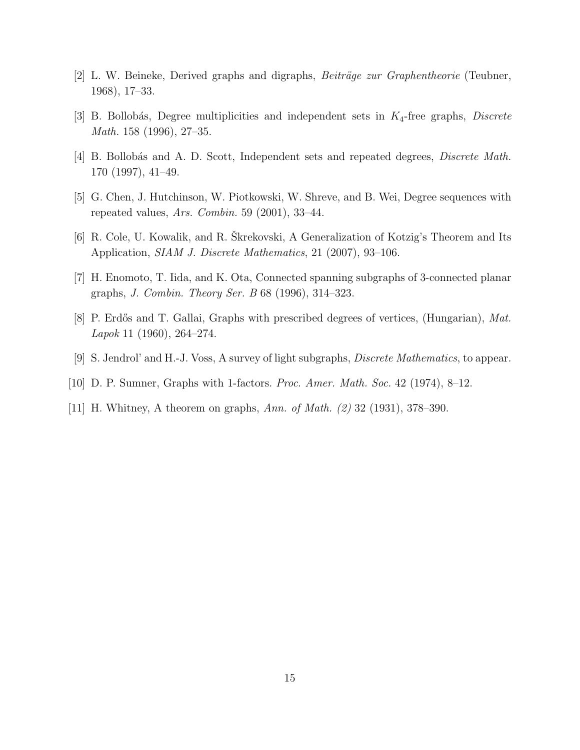[2] L. W. Beineke, Derived graphs and digraphs, *Beiträge zur Graphentheorie* (Teubner, 1968), 17–33.

[3] B. Bollobás, Degree multiplicities and independent sets in $K_4$-free graphs, *Discrete Math.* 158 (1996), 27–35.

[4] B. Bollobás and A. D. Scott, Independent sets and repeated degrees, *Discrete Math.* 170 (1997), 41–49.

[5] G. Chen, J. Hutchinson, W. Piotkowski, W. Shreve, and B. Wei, Degree sequences with repeated values, *Ars. Combin.* 59 (2001), 33–44.

[6] R. Cole, U. Kowalik, and R. Škrekovski, A Generalization of Kotzig's Theorem and Its Application, *SIAM J. Discrete Mathematics*, 21 (2007), 93–106.

[7] H. Enomoto, T. Iida, and K. Ota, Connected spanning subgraphs of 3-connected planar graphs, *J. Combin. Theory Ser. B* 68 (1996), 314–323.

[8] P. Erdős and T. Gallai, Graphs with prescribed degrees of vertices, (Hungarian), *Mat. Lapok* 11 (1960), 264–274.

[9] S. Jendrol' and H.-J. Voss, A survey of light subgraphs, *Discrete Mathematics*, to appear.

[10] D. P. Sumner, Graphs with 1-factors. *Proc. Amer. Math. Soc.* 42 (1974), 8–12.

[11] H. Whitney, A theorem on graphs, *Ann. of Math. (2)* 32 (1931), 378–390.